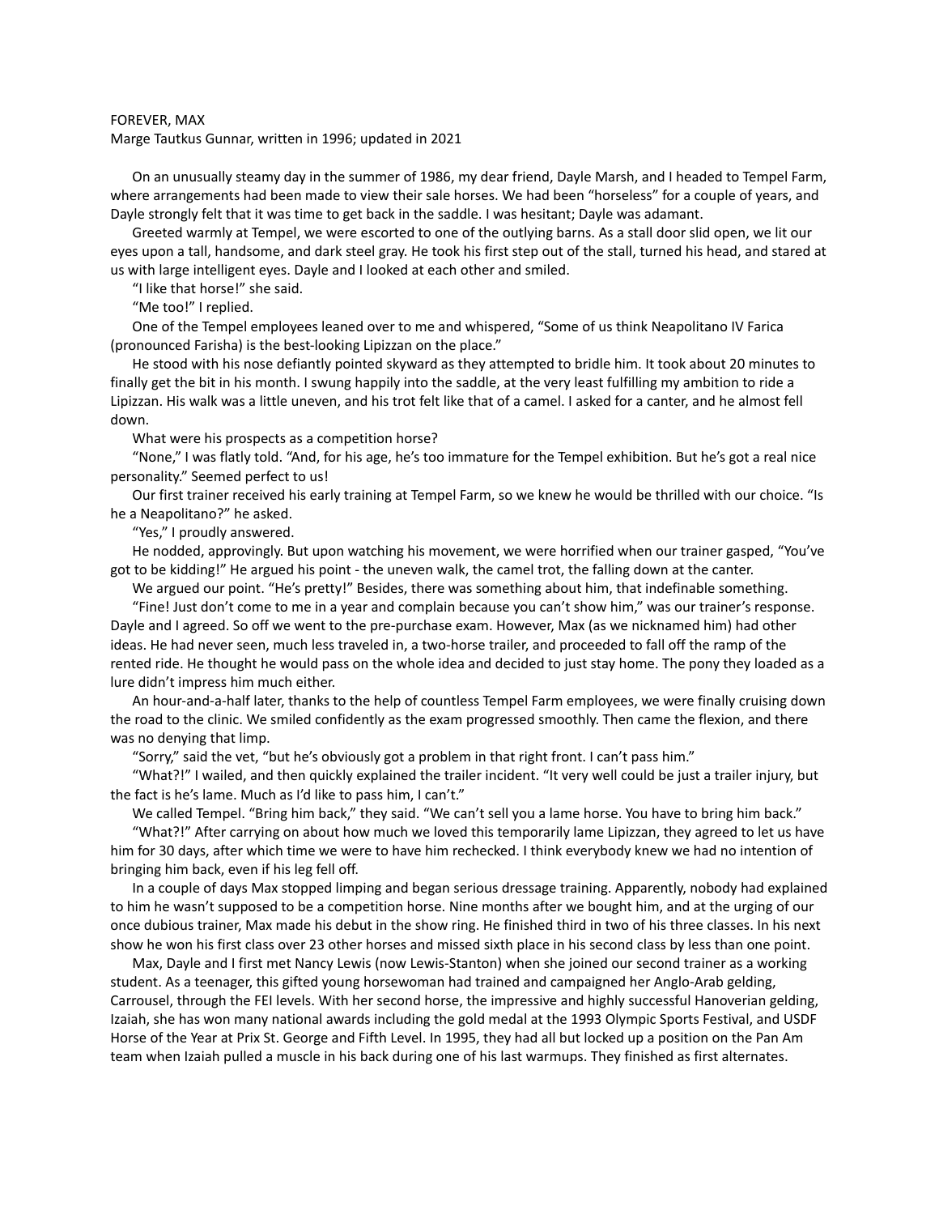FOREVER, MAX

Marge Tautkus Gunnar, written in 1996; updated in 2021

On an unusually steamy day in the summer of 1986, my dear friend, Dayle Marsh, and I headed to Tempel Farm, where arrangements had been made to view their sale horses. We had been "horseless" for a couple of years, and Dayle strongly felt that it was time to get back in the saddle. I was hesitant; Dayle was adamant.

Greeted warmly at Tempel, we were escorted to one of the outlying barns. As a stall door slid open, we lit our eyes upon a tall, handsome, and dark steel gray. He took his first step out of the stall, turned his head, and stared at us with large intelligent eyes. Dayle and I looked at each other and smiled.

"I like that horse!" she said.

"Me too!" I replied.

One of the Tempel employees leaned over to me and whispered, "Some of us think Neapolitano IV Farica (pronounced Farisha) is the best-looking Lipizzan on the place."

He stood with his nose defiantly pointed skyward as they attempted to bridle him. It took about 20 minutes to finally get the bit in his month. I swung happily into the saddle, at the very least fulfilling my ambition to ride a Lipizzan. His walk was a little uneven, and his trot felt like that of a camel. I asked for a canter, and he almost fell down.

What were his prospects as a competition horse?

"None," I was flatly told. "And, for his age, he's too immature for the Tempel exhibition. But he's got a real nice personality." Seemed perfect to us!

Our first trainer received his early training at Tempel Farm, so we knew he would be thrilled with our choice. "Is he a Neapolitano?" he asked.

"Yes," I proudly answered.

He nodded, approvingly. But upon watching his movement, we were horrified when our trainer gasped, "You've got to be kidding!" He argued his point - the uneven walk, the camel trot, the falling down at the canter.

We argued our point. "He's pretty!" Besides, there was something about him, that indefinable something.

"Fine! Just don't come to me in a year and complain because you can't show him," was our trainer's response. Dayle and I agreed. So off we went to the pre-purchase exam. However, Max (as we nicknamed him) had other ideas. He had never seen, much less traveled in, a two-horse trailer, and proceeded to fall off the ramp of the rented ride. He thought he would pass on the whole idea and decided to just stay home. The pony they loaded as a lure didn't impress him much either.

An hour-and-a-half later, thanks to the help of countless Tempel Farm employees, we were finally cruising down the road to the clinic. We smiled confidently as the exam progressed smoothly. Then came the flexion, and there was no denying that limp.

"Sorry," said the vet, "but he's obviously got a problem in that right front. I can't pass him."

"What?!" I wailed, and then quickly explained the trailer incident. "It very well could be just a trailer injury, but the fact is he's lame. Much as I'd like to pass him, I can't."

We called Tempel. "Bring him back," they said. "We can't sell you a lame horse. You have to bring him back."

"What?!" After carrying on about how much we loved this temporarily lame Lipizzan, they agreed to let us have him for 30 days, after which time we were to have him rechecked. I think everybody knew we had no intention of bringing him back, even if his leg fell off.

In a couple of days Max stopped limping and began serious dressage training. Apparently, nobody had explained to him he wasn't supposed to be a competition horse. Nine months after we bought him, and at the urging of our once dubious trainer, Max made his debut in the show ring. He finished third in two of his three classes. In his next show he won his first class over 23 other horses and missed sixth place in his second class by less than one point.

Max, Dayle and I first met Nancy Lewis (now Lewis-Stanton) when she joined our second trainer as a working student. As a teenager, this gifted young horsewoman had trained and campaigned her Anglo-Arab gelding, Carrousel, through the FEI levels. With her second horse, the impressive and highly successful Hanoverian gelding, Izaiah, she has won many national awards including the gold medal at the 1993 Olympic Sports Festival, and USDF Horse of the Year at Prix St. George and Fifth Level. In 1995, they had all but locked up a position on the Pan Am team when Izaiah pulled a muscle in his back during one of his last warmups. They finished as first alternates.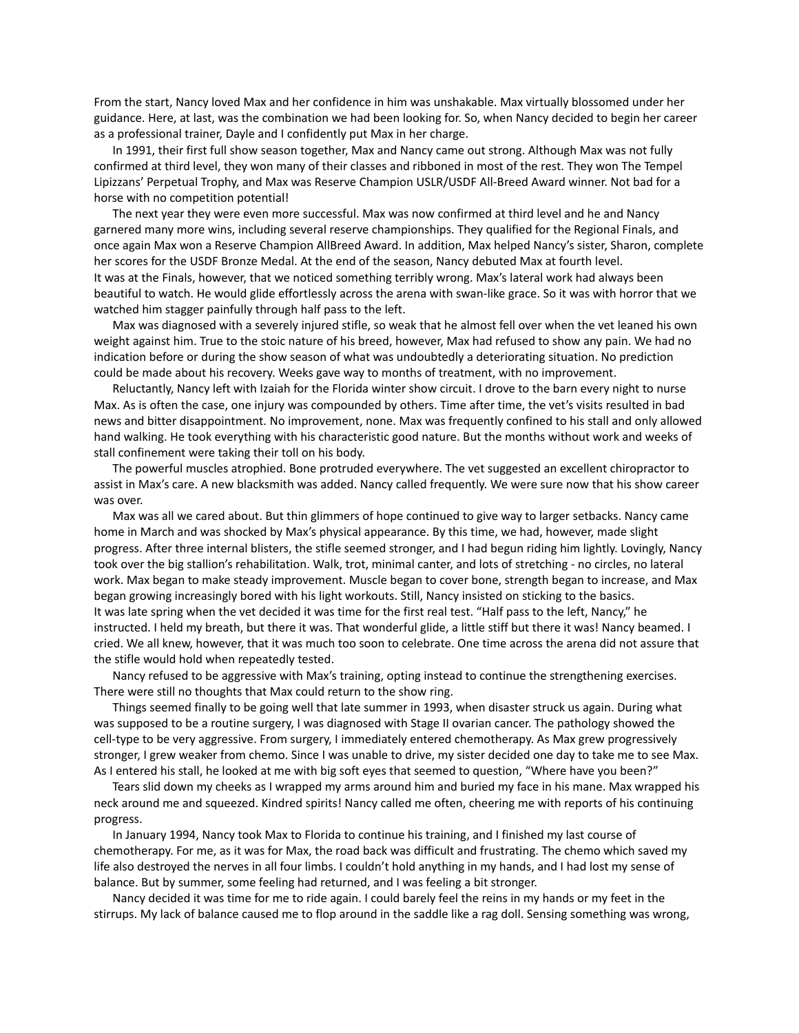From the start, Nancy loved Max and her confidence in him was unshakable. Max virtually blossomed under her guidance. Here, at last, was the combination we had been looking for. So, when Nancy decided to begin her career as a professional trainer, Dayle and I confidently put Max in her charge.

In 1991, their first full show season together, Max and Nancy came out strong. Although Max was not fully confirmed at third level, they won many of their classes and ribboned in most of the rest. They won The Tempel Lipizzans' Perpetual Trophy, and Max was Reserve Champion USLR/USDF All-Breed Award winner. Not bad for a horse with no competition potential!

The next year they were even more successful. Max was now confirmed at third level and he and Nancy garnered many more wins, including several reserve championships. They qualified for the Regional Finals, and once again Max won a Reserve Champion AllBreed Award. In addition, Max helped Nancy's sister, Sharon, complete her scores for the USDF Bronze Medal. At the end of the season, Nancy debuted Max at fourth level.

It was at the Finals, however, that we noticed something terribly wrong. Max's lateral work had always been beautiful to watch. He would glide effortlessly across the arena with swan-like grace. So it was with horror that we watched him stagger painfully through half pass to the left.

Max was diagnosed with a severely injured stifle, so weak that he almost fell over when the vet leaned his own weight against him. True to the stoic nature of his breed, however, Max had refused to show any pain. We had no indication before or during the show season of what was undoubtedly a deteriorating situation. No prediction could be made about his recovery. Weeks gave way to months of treatment, with no improvement.

Reluctantly, Nancy left with Izaiah for the Florida winter show circuit. I drove to the barn every night to nurse Max. As is often the case, one injury was compounded by others. Time after time, the vet's visits resulted in bad news and bitter disappointment. No improvement, none. Max was frequently confined to his stall and only allowed hand walking. He took everything with his characteristic good nature. But the months without work and weeks of stall confinement were taking their toll on his body.

The powerful muscles atrophied. Bone protruded everywhere. The vet suggested an excellent chiropractor to assist in Max's care. A new blacksmith was added. Nancy called frequently. We were sure now that his show career was over.

Max was all we cared about. But thin glimmers of hope continued to give way to larger setbacks. Nancy came home in March and was shocked by Max's physical appearance. By this time, we had, however, made slight progress. After three internal blisters, the stifle seemed stronger, and I had begun riding him lightly. Lovingly, Nancy took over the big stallion's rehabilitation. Walk, trot, minimal canter, and lots of stretching - no circles, no lateral work. Max began to make steady improvement. Muscle began to cover bone, strength began to increase, and Max began growing increasingly bored with his light workouts. Still, Nancy insisted on sticking to the basics.

It was late spring when the vet decided it was time for the first real test. "Half pass to the left, Nancy," he instructed. I held my breath, but there it was. That wonderful glide, a little stiff but there it was! Nancy beamed. I cried. We all knew, however, that it was much too soon to celebrate. One time across the arena did not assure that the stifle would hold when repeatedly tested.

Nancy refused to be aggressive with Max's training, opting instead to continue the strengthening exercises. There were still no thoughts that Max could return to the show ring.

Things seemed finally to be going well that late summer in 1993, when disaster struck us again. During what was supposed to be a routine surgery, I was diagnosed with Stage II ovarian cancer. The pathology showed the cell-type to be very aggressive. From surgery, I immediately entered chemotherapy. As Max grew progressively stronger, I grew weaker from chemo. Since I was unable to drive, my sister decided one day to take me to see Max. As I entered his stall, he looked at me with big soft eyes that seemed to question, "Where have you been?"

Tears slid down my cheeks as I wrapped my arms around him and buried my face in his mane. Max wrapped his neck around me and squeezed. Kindred spirits! Nancy called me often, cheering me with reports of his continuing progress.

In January 1994, Nancy took Max to Florida to continue his training, and I finished my last course of chemotherapy. For me, as it was for Max, the road back was difficult and frustrating. The chemo which saved my life also destroyed the nerves in all four limbs. I couldn't hold anything in my hands, and I had lost my sense of balance. But by summer, some feeling had returned, and I was feeling a bit stronger.

Nancy decided it was time for me to ride again. I could barely feel the reins in my hands or my feet in the stirrups. My lack of balance caused me to flop around in the saddle like a rag doll. Sensing something was wrong,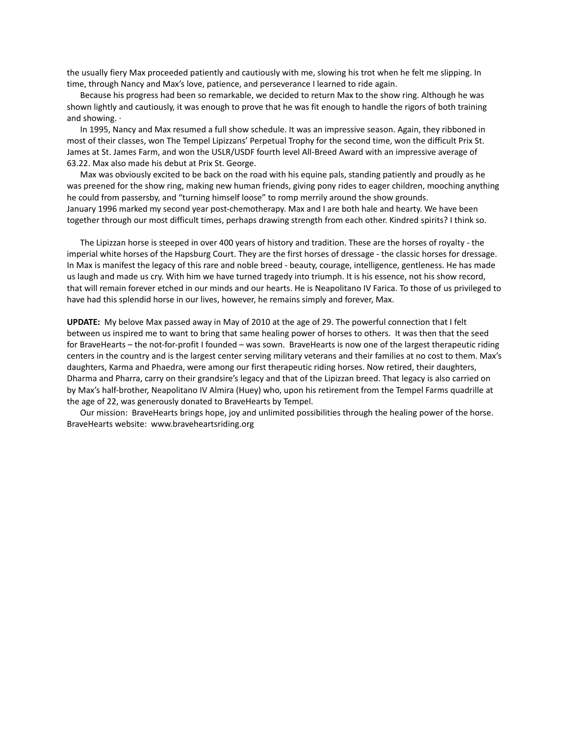the usually fiery Max proceeded patiently and cautiously with me, slowing his trot when he felt me slipping. In time, through Nancy and Max's love, patience, and perseverance I learned to ride again.

Because his progress had been so remarkable, we decided to return Max to the show ring. Although he was shown lightly and cautiously, it was enough to prove that he was fit enough to handle the rigors of both training and showing. ·

In 1995, Nancy and Max resumed a full show schedule. It was an impressive season. Again, they ribboned in most of their classes, won The Tempel Lipizzans' Perpetual Trophy for the second time, won the difficult Prix St. James at St. James Farm, and won the USLR/USDF fourth level All-Breed Award with an impressive average of 63.22. Max also made his debut at Prix St. George.

Max was obviously excited to be back on the road with his equine pals, standing patiently and proudly as he was preened for the show ring, making new human friends, giving pony rides to eager children, mooching anything he could from passersby, and "turning himself loose" to romp merrily around the show grounds.
January 1996 marked my second year post-chemotherapy. Max and I are both hale and hearty. We have been together through our most difficult times, perhaps drawing strength from each other. Kindred spirits? I think so.

The Lipizzan horse is steeped in over 400 years of history and tradition. These are the horses of royalty - the imperial white horses of the Hapsburg Court. They are the first horses of dressage - the classic horses for dressage. In Max is manifest the legacy of this rare and noble breed - beauty, courage, intelligence, gentleness. He has made us laugh and made us cry. With him we have turned tragedy into triumph. It is his essence, not his show record, that will remain forever etched in our minds and our hearts. He is Neapolitano IV Farica. To those of us privileged to have had this splendid horse in our lives, however, he remains simply and forever, Max.

**UPDATE:** My belove Max passed away in May of 2010 at the age of 29. The powerful connection that I felt between us inspired me to want to bring that same healing power of horses to others. It was then that the seed for BraveHearts – the not-for-profit I founded – was sown. BraveHearts is now one of the largest therapeutic riding centers in the country and is the largest center serving military veterans and their families at no cost to them. Max's daughters, Karma and Phaedra, were among our first therapeutic riding horses. Now retired, their daughters, Dharma and Pharra, carry on their grandsire's legacy and that of the Lipizzan breed. That legacy is also carried on by Max's half-brother, Neapolitano IV Almira (Huey) who, upon his retirement from the Tempel Farms quadrille at the age of 22, was generously donated to BraveHearts by Tempel.

Our mission: BraveHearts brings hope, joy and unlimited possibilities through the healing power of the horse.
BraveHearts website: www.braveheartsriding.org